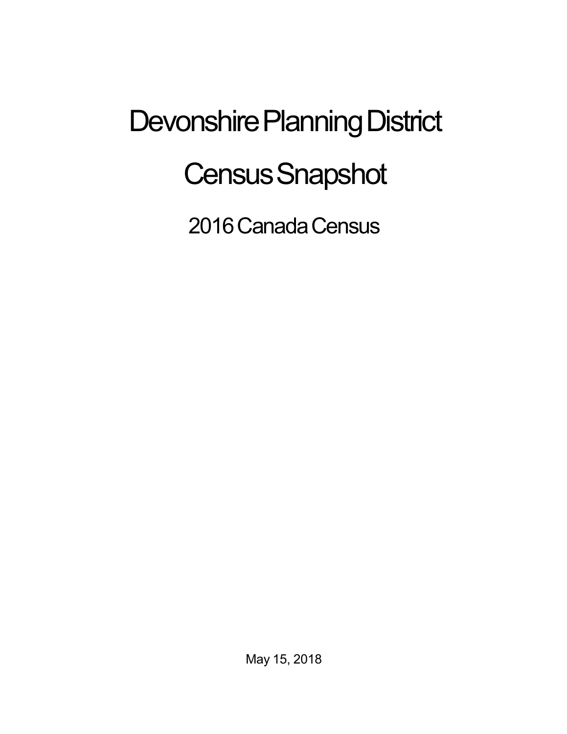# Devonshire Planning District

# Census Snapshot

## 2016 Canada Census

May 15, 2018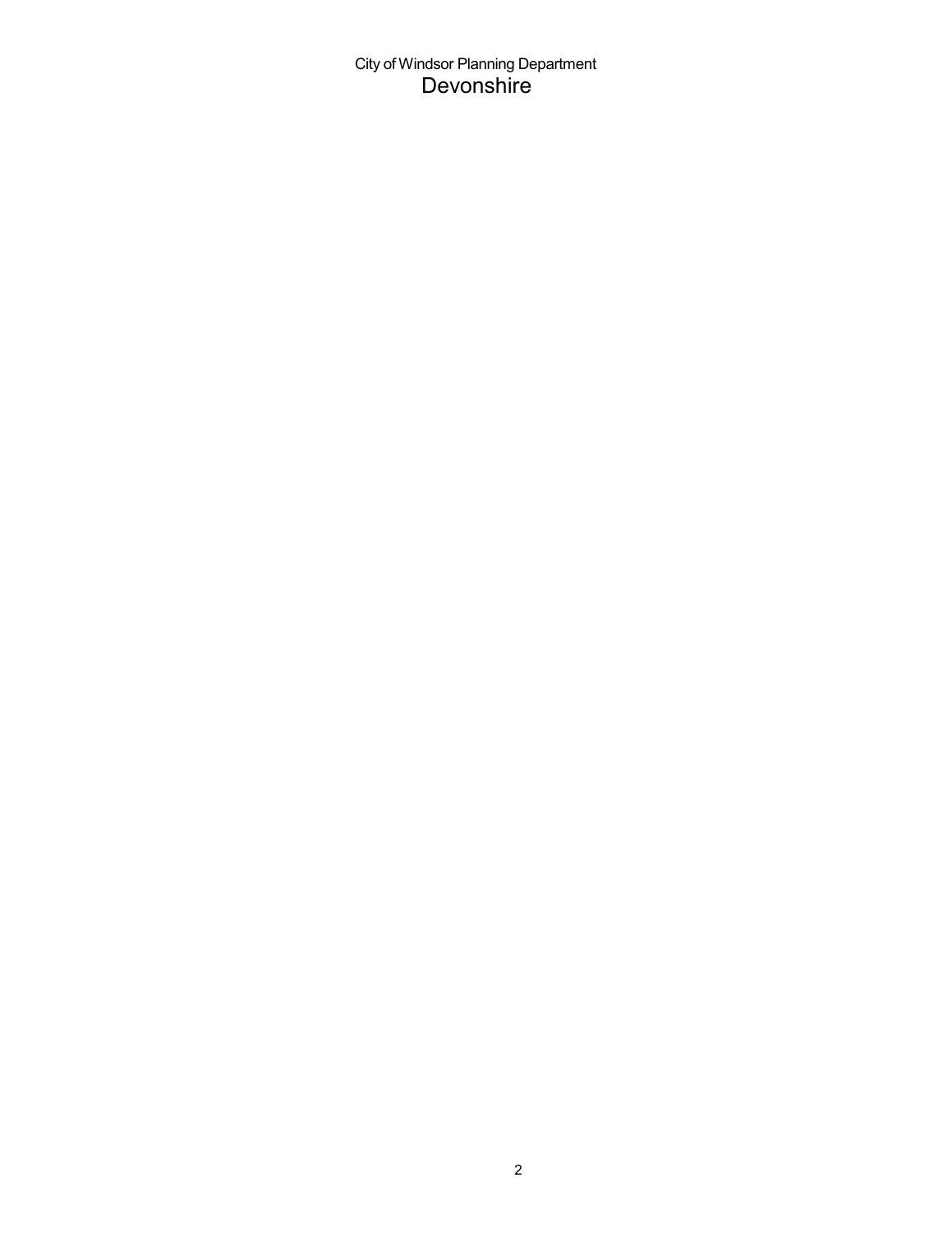City of Windsor Planning Department

# Devonshire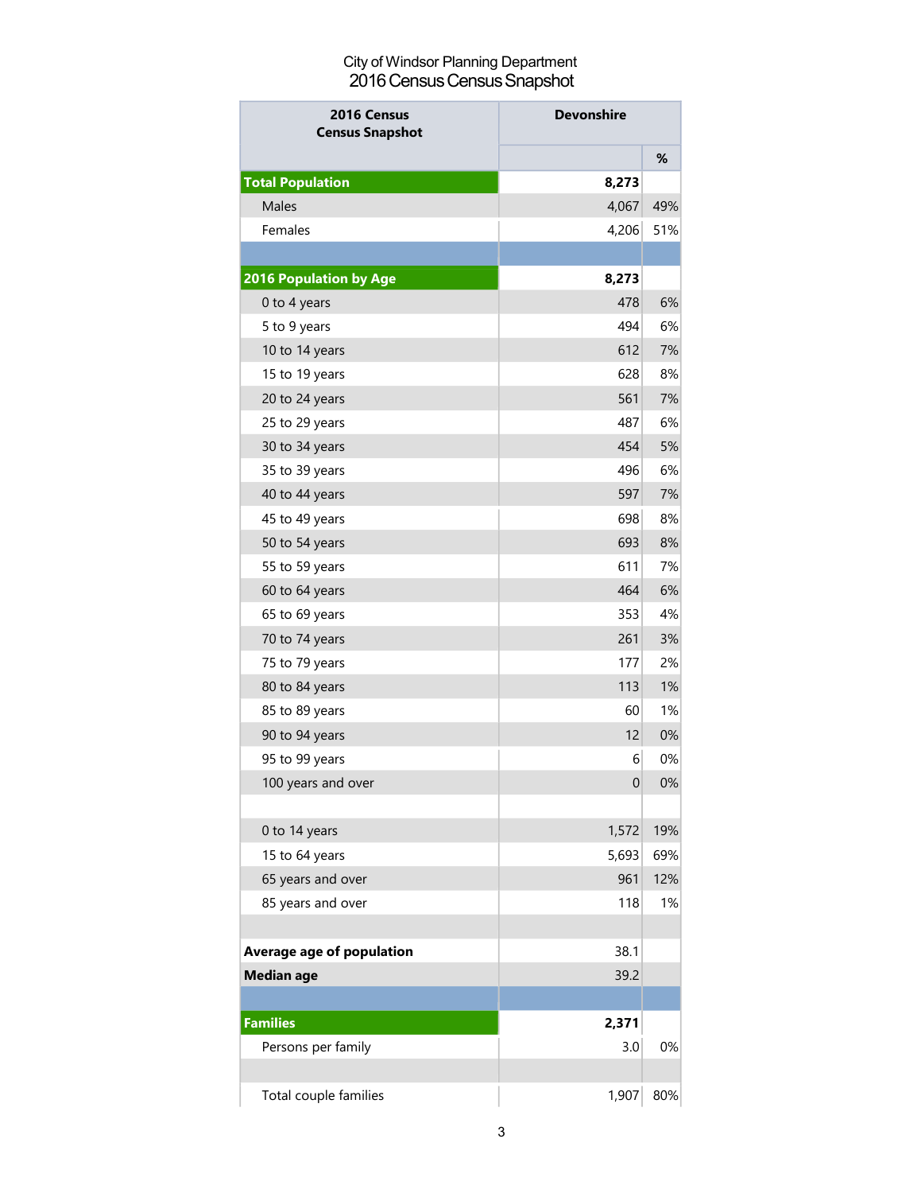City of Windsor Planning Department
2016 Census Census Snapshot

| 2016 Census Census Snapshot | Devonshire | |
|---|---|---|
| | | % |
| **Total Population** | **8,273** | |
| Males | 4,067 | 49% |
| Females | 4,206 | 51% |
| | | |
| **2016 Population by Age** | **8,273** | |
| 0 to 4 years | 478 | 6% |
| 5 to 9 years | 494 | 6% |
| 10 to 14 years | 612 | 7% |
| 15 to 19 years | 628 | 8% |
| 20 to 24 years | 561 | 7% |
| 25 to 29 years | 487 | 6% |
| 30 to 34 years | 454 | 5% |
| 35 to 39 years | 496 | 6% |
| 40 to 44 years | 597 | 7% |
| 45 to 49 years | 698 | 8% |
| 50 to 54 years | 693 | 8% |
| 55 to 59 years | 611 | 7% |
| 60 to 64 years | 464 | 6% |
| 65 to 69 years | 353 | 4% |
| 70 to 74 years | 261 | 3% |
| 75 to 79 years | 177 | 2% |
| 80 to 84 years | 113 | 1% |
| 85 to 89 years | 60 | 1% |
| 90 to 94 years | 12 | 0% |
| 95 to 99 years | 6 | 0% |
| 100 years and over | 0 | 0% |
| | | |
| 0 to 14 years | 1,572 | 19% |
| 15 to 64 years | 5,693 | 69% |
| 65 years and over | 961 | 12% |
| 85 years and over | 118 | 1% |
| | | |
| **Average age of population** | 38.1 | |
| **Median age** | 39.2 | |
| | | |
| **Families** | **2,371** | |
| Persons per family | 3.0 | 0% |
| | | |
| Total couple families | 1,907 | 80% |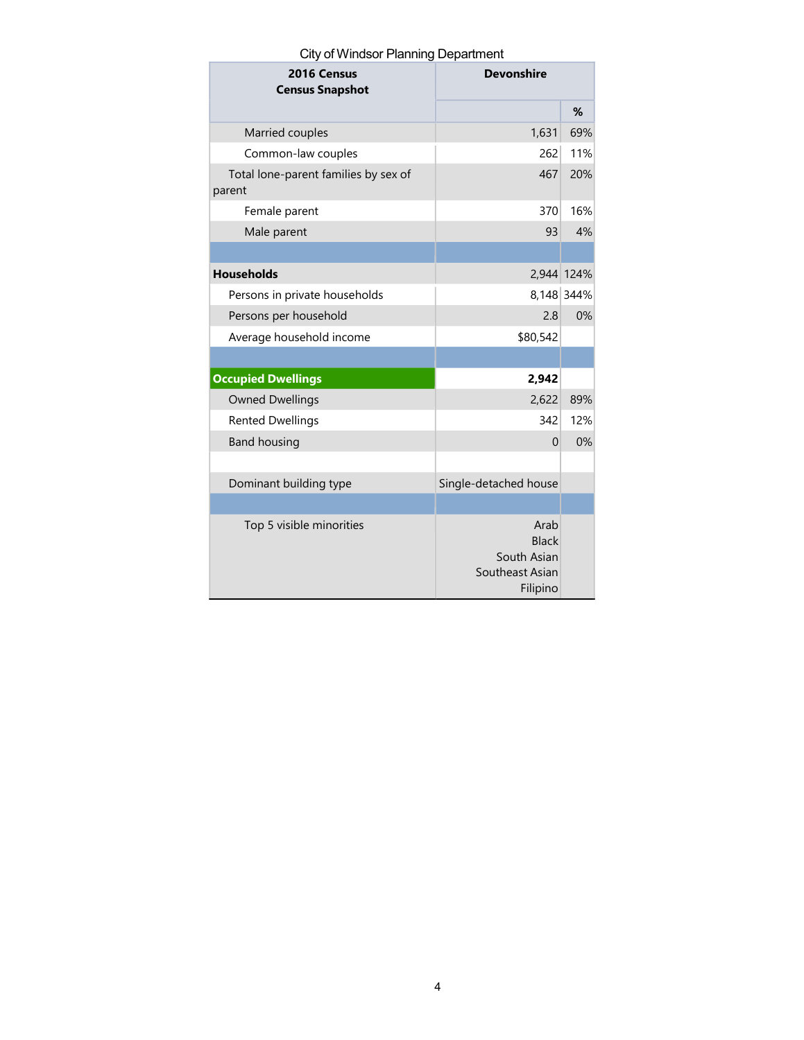City of Windsor Planning Department

| 2016 Census Census Snapshot | Devonshire | % |
|---|---|---|
| Married couples | 1,631 | 69% |
| Common-law couples | 262 | 11% |
| Total lone-parent families by sex of parent | 467 | 20% |
| Female parent | 370 | 16% |
| Male parent | 93 | 4% |
| | | |
| **Households** | 2,944 | 124% |
| Persons in private households | 8,148 | 344% |
| Persons per household | 2.8 | 0% |
| Average household income | $80,542 | |
| | | |
| **Occupied Dwellings** | **2,942** | |
| Owned Dwellings | 2,622 | 89% |
| Rented Dwellings | 342 | 12% |
| Band housing | 0 | 0% |
| | | |
| Dominant building type | Single-detached house | |
| | | |
| Top 5 visible minorities | Arab<br>Black<br>South Asian<br>Southeast Asian<br>Filipino | |